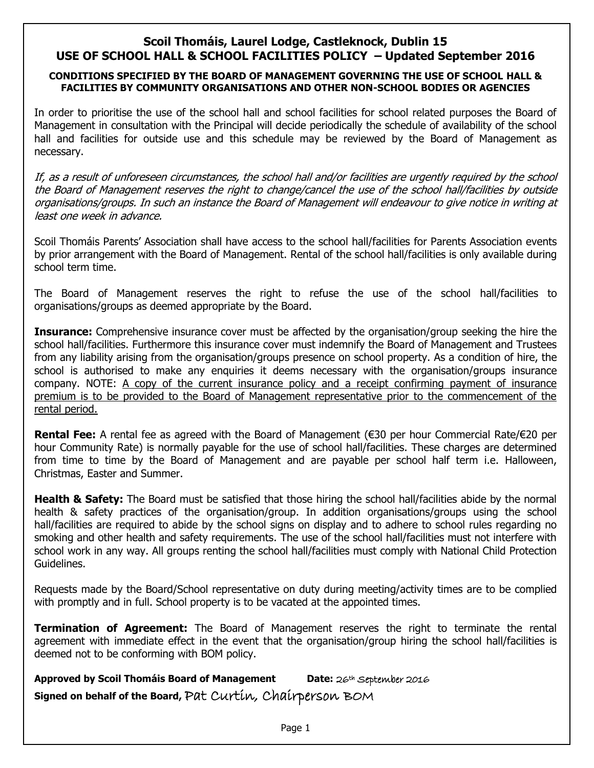# Scoil Thomáis, Laurel Lodge, Castleknock, Dublin 15
# USE OF SCHOOL HALL & SCHOOL FACILITIES POLICY – Updated September 2016

**CONDITIONS SPECIFIED BY THE BOARD OF MANAGEMENT GOVERNING THE USE OF SCHOOL HALL & FACILITIES BY COMMUNITY ORGANISATIONS AND OTHER NON-SCHOOL BODIES OR AGENCIES**

In order to prioritise the use of the school hall and school facilities for school related purposes the Board of Management in consultation with the Principal will decide periodically the schedule of availability of the school hall and facilities for outside use and this schedule may be reviewed by the Board of Management as necessary.

*If, as a result of unforeseen circumstances, the school hall and/or facilities are urgently required by the school the Board of Management reserves the right to change/cancel the use of the school hall/facilities by outside organisations/groups. In such an instance the Board of Management will endeavour to give notice in writing at least one week in advance.*

Scoil Thomáis Parents' Association shall have access to the school hall/facilities for Parents Association events by prior arrangement with the Board of Management. Rental of the school hall/facilities is only available during school term time.

The Board of Management reserves the right to refuse the use of the school hall/facilities to organisations/groups as deemed appropriate by the Board.

**Insurance:** Comprehensive insurance cover must be affected by the organisation/group seeking the hire the school hall/facilities. Furthermore this insurance cover must indemnify the Board of Management and Trustees from any liability arising from the organisation/groups presence on school property. As a condition of hire, the school is authorised to make any enquiries it deems necessary with the organisation/groups insurance company. NOTE: <u>A copy of the current insurance policy and a receipt confirming payment of insurance premium is to be provided to the Board of Management representative prior to the commencement of the rental period.</u>

**Rental Fee:** A rental fee as agreed with the Board of Management (€30 per hour Commercial Rate/€20 per hour Community Rate) is normally payable for the use of school hall/facilities. These charges are determined from time to time by the Board of Management and are payable per school half term i.e. Halloween, Christmas, Easter and Summer.

**Health & Safety:** The Board must be satisfied that those hiring the school hall/facilities abide by the normal health & safety practices of the organisation/group. In addition organisations/groups using the school hall/facilities are required to abide by the school signs on display and to adhere to school rules regarding no smoking and other health and safety requirements. The use of the school hall/facilities must not interfere with school work in any way. All groups renting the school hall/facilities must comply with National Child Protection Guidelines.

Requests made by the Board/School representative on duty during meeting/activity times are to be complied with promptly and in full. School property is to be vacated at the appointed times.

**Termination of Agreement:** The Board of Management reserves the right to terminate the rental agreement with immediate effect in the event that the organisation/group hiring the school hall/facilities is deemed not to be conforming with BOM policy.

**Approved by Scoil Thomáis Board of Management** **Date:** 26th September 2016

**Signed on behalf of the Board,** Pat Curtin, Chairperson BOM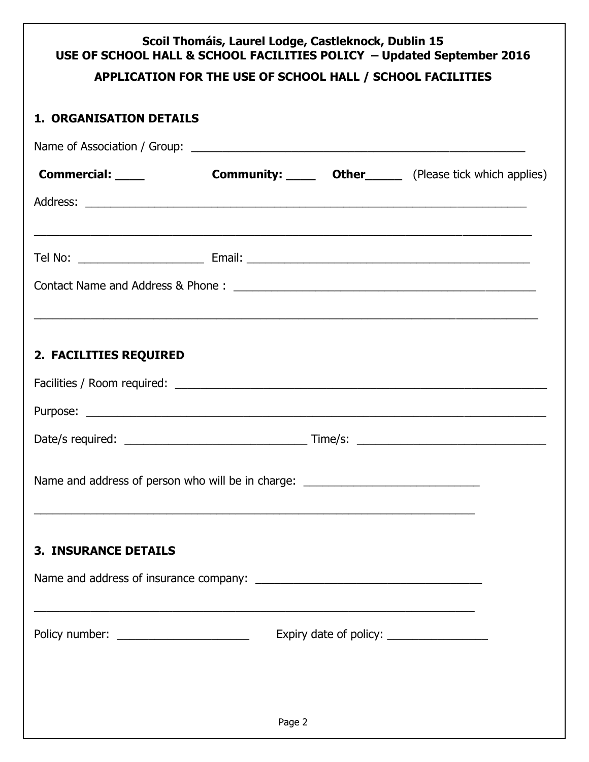**Scoil Thomáis, Laurel Lodge, Castleknock, Dublin 15**
**USE OF SCHOOL HALL & SCHOOL FACILITIES POLICY – Updated September 2016**

**APPLICATION FOR THE USE OF SCHOOL HALL / SCHOOL FACILITIES**

## 1. ORGANISATION DETAILS

Name of Association / Group: ____________________________________________________

**Commercial: ____** **Community: ____** **Other_____** (Please tick which applies)

Address: ______________________________________________________________________

______________________________________________________________________________

Tel No: ___________________ Email: ____________________________________________

Contact Name and Address & Phone : ______________________________________________

______________________________________________________________________________

## 2. FACILITIES REQUIRED

Facilities / Room required: ______________________________________________________

Purpose: ______________________________________________________________________

Date/s required: ___________________________ Time/s: ____________________________

Name and address of person who will be in charge: ___________________________

_____________________________________________________________________

## 3. INSURANCE DETAILS

Name and address of insurance company: ___________________________________

_____________________________________________________________________

Policy number: ____________________ Expiry date of policy: _______________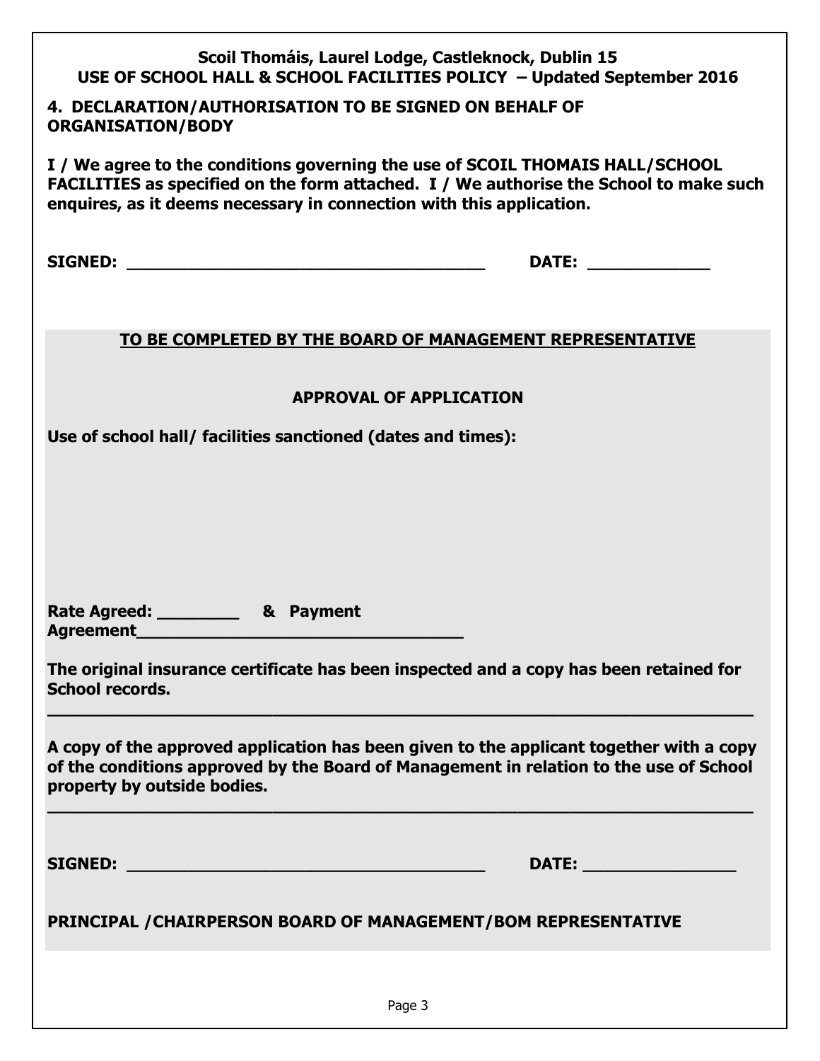**Scoil Thomáis, Laurel Lodge, Castleknock, Dublin 15**
**USE OF SCHOOL HALL & SCHOOL FACILITIES POLICY – Updated September 2016**

**4. DECLARATION/AUTHORISATION TO BE SIGNED ON BEHALF OF ORGANISATION/BODY**

**I / We agree to the conditions governing the use of SCOIL THOMAIS HALL/SCHOOL FACILITIES as specified on the form attached. I / We authorise the School to make such enquires, as it deems necessary in connection with this application.**

**SIGNED: ___________________________________ DATE: ____________**

**TO BE COMPLETED BY THE BOARD OF MANAGEMENT REPRESENTATIVE**

**APPROVAL OF APPLICATION**

**Use of school hall/ facilities sanctioned (dates and times):**

**Rate Agreed: ________ & Payment Agreement_________________________________**

**The original insurance certificate has been inspected and a copy has been retained for School records.**

______________________________________________________________________

**A copy of the approved application has been given to the applicant together with a copy of the conditions approved by the Board of Management in relation to the use of School property by outside bodies.**

______________________________________________________________________

**SIGNED: ___________________________________ DATE: ________________**

**PRINCIPAL /CHAIRPERSON BOARD OF MANAGEMENT/BOM REPRESENTATIVE**